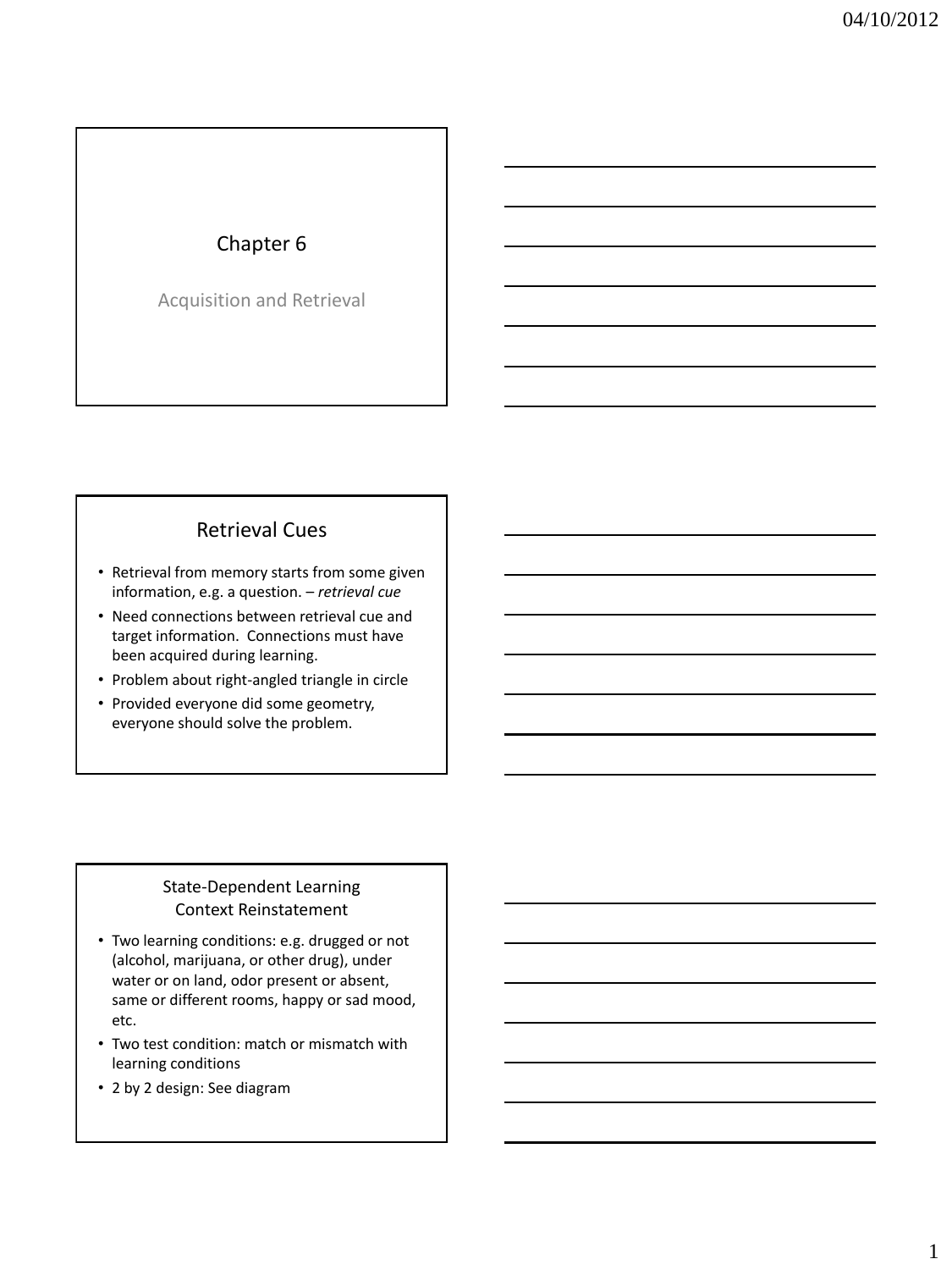# Chapter 6

Acquisition and Retrieval

## Retrieval Cues

- Retrieval from memory starts from some given information, e.g. a question. – *retrieval cue*
- Need connections between retrieval cue and target information. Connections must have been acquired during learning.
- Problem about right-angled triangle in circle
- Provided everyone did some geometry, everyone should solve the problem.

## State-Dependent Learning Context Reinstatement

- Two learning conditions: e.g. drugged or not (alcohol, marijuana, or other drug), under water or on land, odor present or absent, same or different rooms, happy or sad mood, etc.
- Two test condition: match or mismatch with learning conditions
- 2 by 2 design: See diagram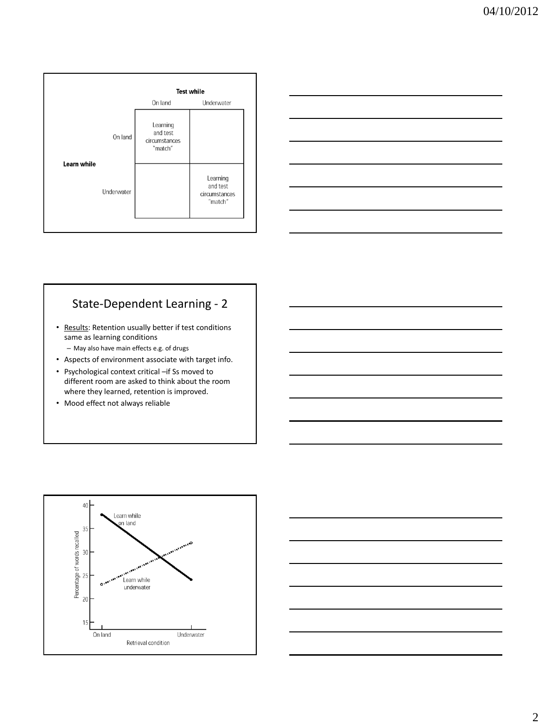| | | Test while | |
|---|---|---|---|
| | | On land | Underwater |
| Learn while | On land | Learning and test circumstances "match" | |
| | Underwater | | Learning and test circumstances "match" |

## State-Dependent Learning - 2

- Results: Retention usually better if test conditions same as learning conditions
  - May also have main effects e.g. of drugs
- Aspects of environment associate with target info.
- Psychological context critical –if Ss moved to different room are asked to think about the room where they learned, retention is improved.
- Mood effect not always reliable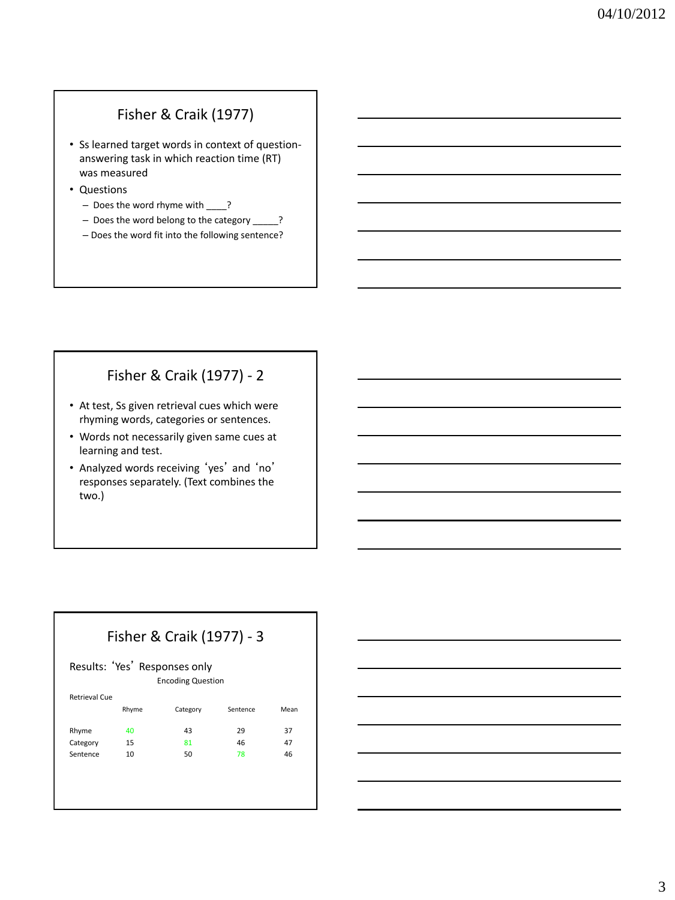## Fisher & Craik (1977)

- Ss learned target words in context of question-answering task in which reaction time (RT) was measured
- Questions
  - Does the word rhyme with ____?
  - Does the word belong to the category _____?
  - Does the word fit into the following sentence?

## Fisher & Craik (1977) - 2

- At test, Ss given retrieval cues which were rhyming words, categories or sentences.
- Words not necessarily given same cues at learning and test.
- Analyzed words receiving 'yes' and 'no' responses separately. (Text combines the two.)

## Fisher & Craik (1977) - 3

Results: 'Yes' Responses only

| Retrieval Cue | Encoding Question: Rhyme | Category | Sentence | Mean |
|---|---|---|---|---|
| Rhyme | 40 | 43 | 29 | 37 |
| Category | 15 | 81 | 46 | 47 |
| Sentence | 10 | 50 | 78 | 46 |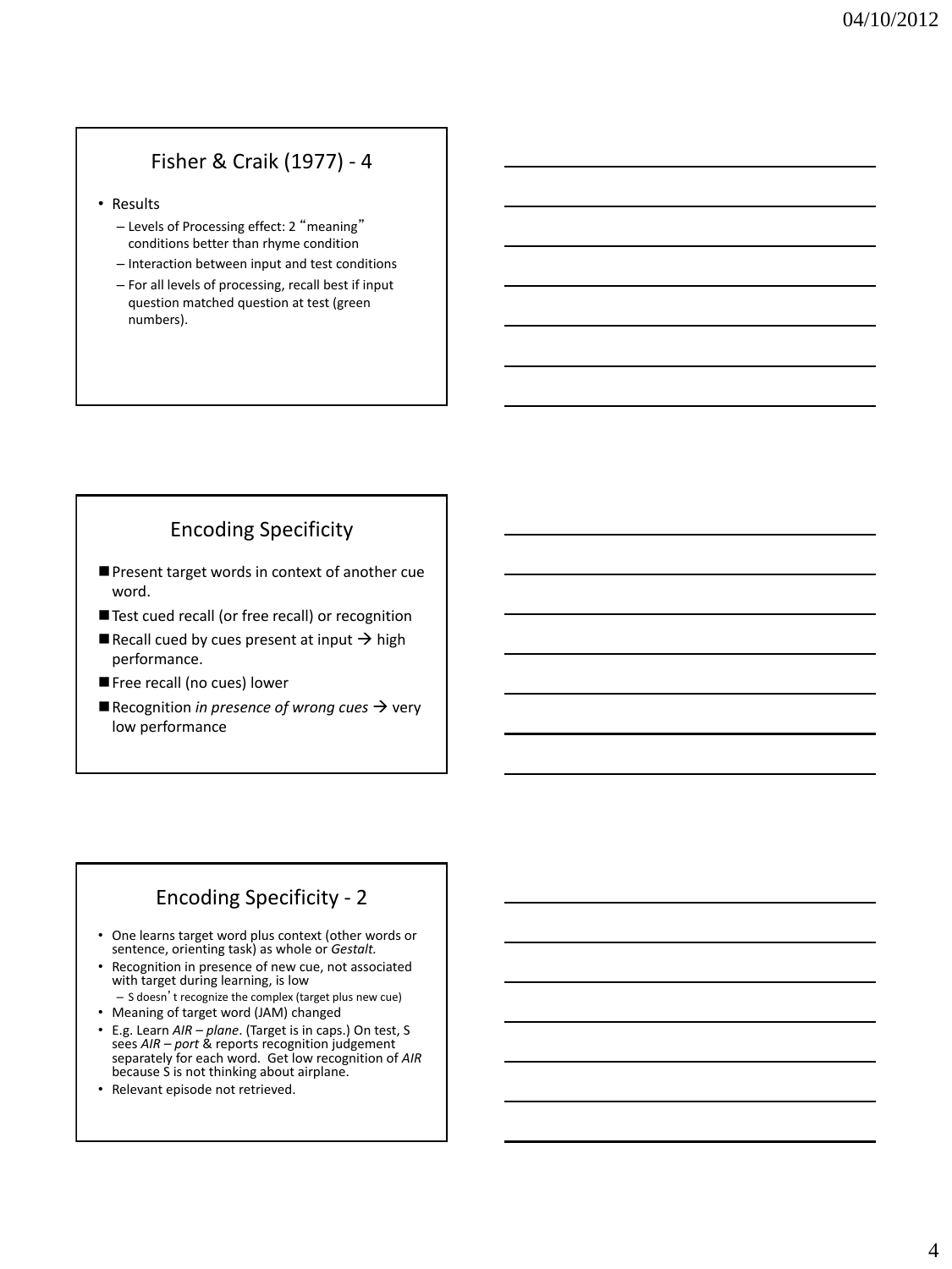## Fisher & Craik (1977) - 4

- Results
  - Levels of Processing effect: 2 "meaning" conditions better than rhyme condition
  - Interaction between input and test conditions
  - For all levels of processing, recall best if input question matched question at test (green numbers).

## Encoding Specificity

- Present target words in context of another cue word.
- Test cued recall (or free recall) or recognition
- Recall cued by cues present at input → high performance.
- Free recall (no cues) lower
- Recognition *in presence of wrong cues* → very low performance

## Encoding Specificity - 2

- One learns target word plus context (other words or sentence, orienting task) as whole or *Gestalt.*
- Recognition in presence of new cue, not associated with target during learning, is low
  - S doesn't recognize the complex (target plus new cue)
- Meaning of target word (JAM) changed
- E.g. Learn *AIR – plane*. (Target is in caps.) On test, S sees *AIR – port* & reports recognition judgement separately for each word. Get low recognition of *AIR* because S is not thinking about airplane.
- Relevant episode not retrieved.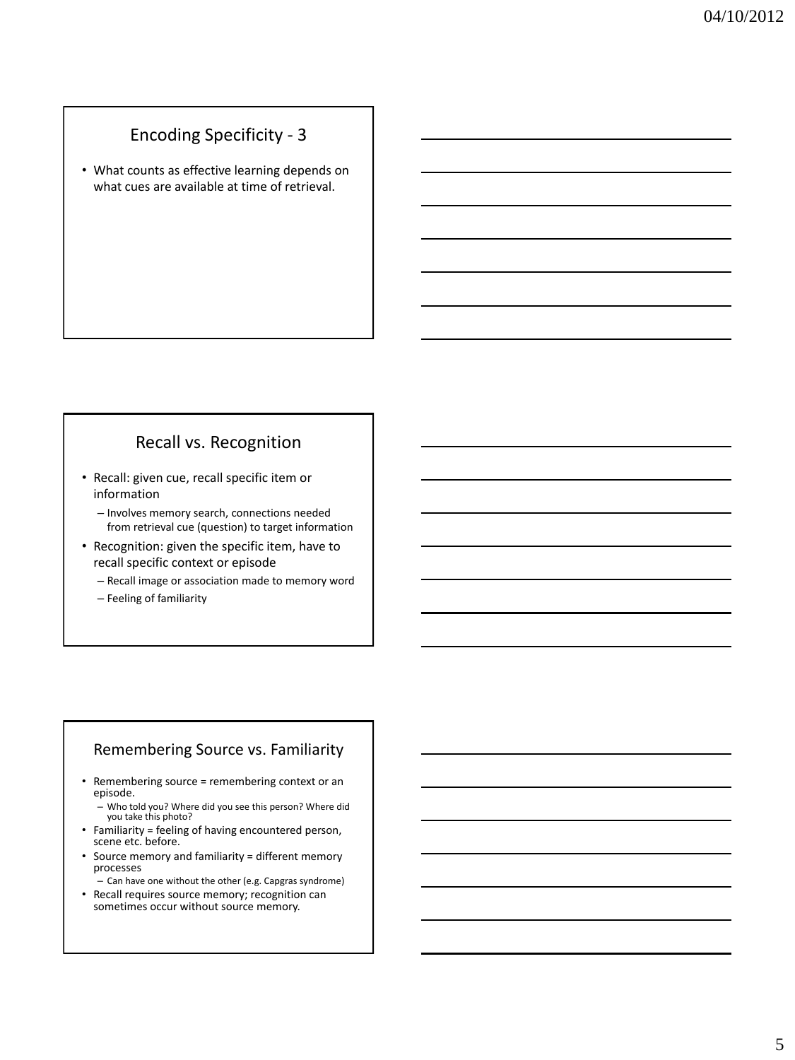## Encoding Specificity - 3

- What counts as effective learning depends on what cues are available at time of retrieval.

## Recall vs. Recognition

- Recall: given cue, recall specific item or information
  - Involves memory search, connections needed from retrieval cue (question) to target information
- Recognition: given the specific item, have to recall specific context or episode
  - Recall image or association made to memory word
  - Feeling of familiarity

## Remembering Source vs. Familiarity

- Remembering source = remembering context or an episode.
  - Who told you? Where did you see this person? Where did you take this photo?
- Familiarity = feeling of having encountered person, scene etc. before.
- Source memory and familiarity = different memory processes
  - Can have one without the other (e.g. Capgras syndrome)
- Recall requires source memory; recognition can sometimes occur without source memory.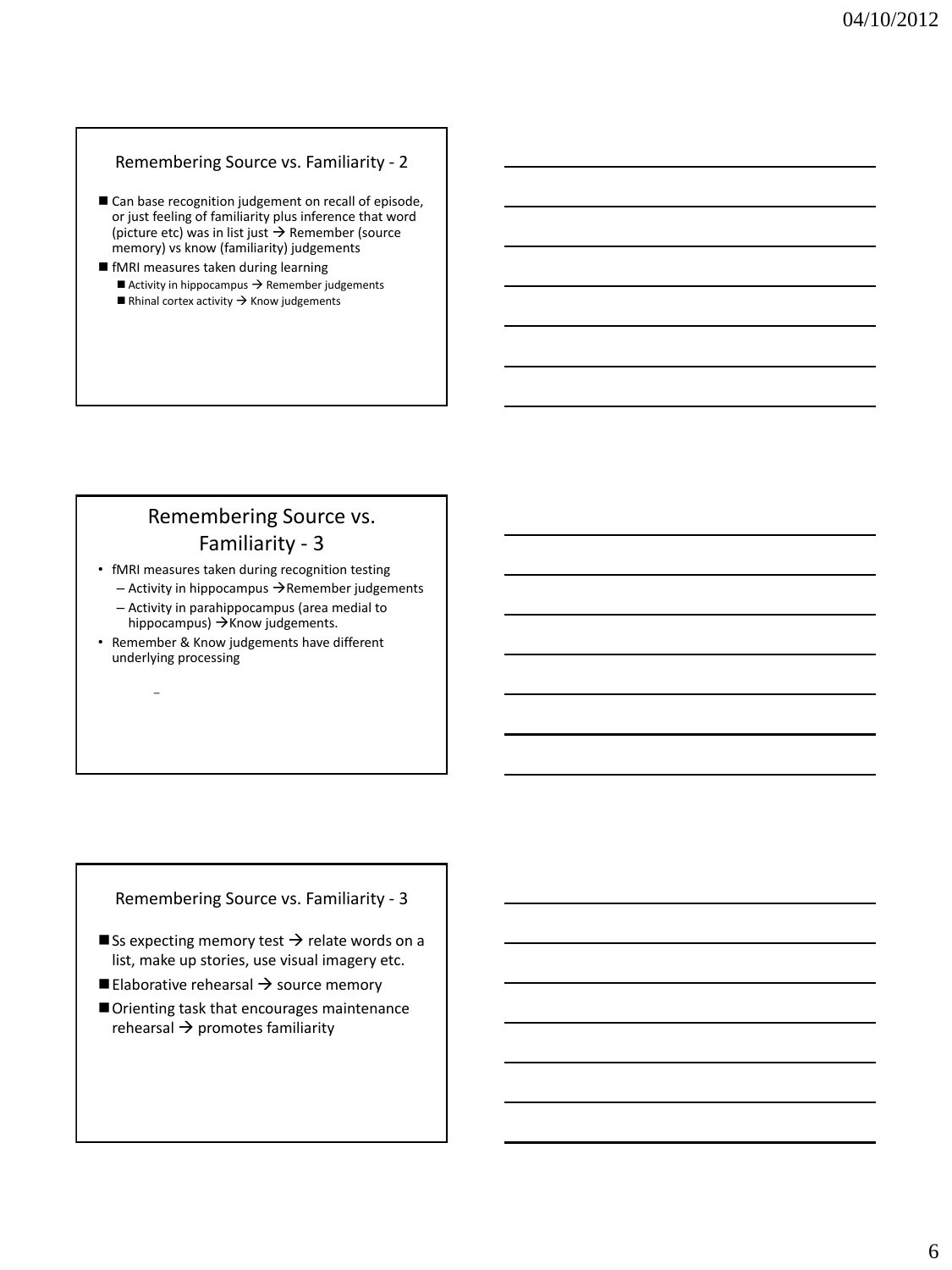## Remembering Source vs. Familiarity - 2

- Can base recognition judgement on recall of episode, or just feeling of familiarity plus inference that word (picture etc) was in list just → Remember (source memory) vs know (familiarity) judgements
- fMRI measures taken during learning
  - Activity in hippocampus → Remember judgements
  - Rhinal cortex activity → Know judgements

## Remembering Source vs. Familiarity - 3

- fMRI measures taken during recognition testing
  - Activity in hippocampus →Remember judgements
  - Activity in parahippocampus (area medial to hippocampus) →Know judgements.
- Remember & Know judgements have different underlying processing

## Remembering Source vs. Familiarity - 3

- Ss expecting memory test → relate words on a list, make up stories, use visual imagery etc.
- Elaborative rehearsal → source memory
- Orienting task that encourages maintenance rehearsal → promotes familiarity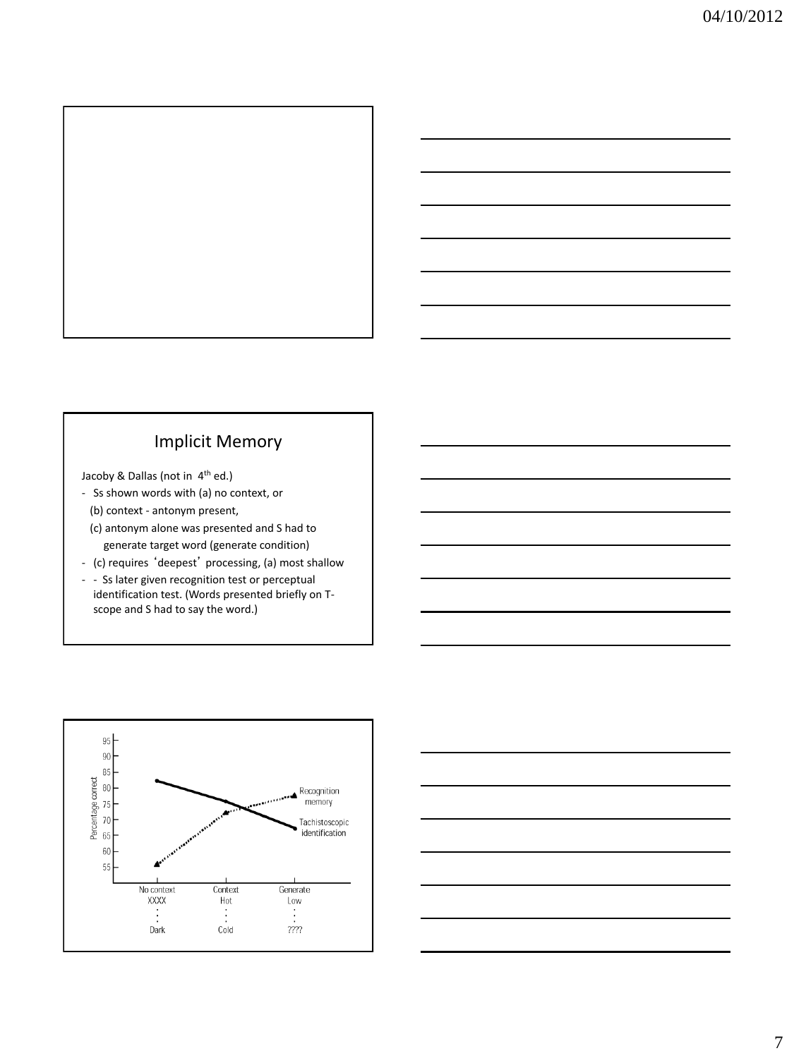## Implicit Memory

Jacoby & Dallas (not in 4th ed.)

- Ss shown words with (a) no context, or
  (b) context - antonym present,
  (c) antonym alone was presented and S had to generate target word (generate condition)
- (c) requires 'deepest' processing, (a) most shallow
- - Ss later given recognition test or perceptual identification test. (Words presented briefly on T-scope and S had to say the word.)

Percentage correct

95
90
85
80
75
70
65
60
55

No context
XXXX
:
Dark

Context
Hot
:
Cold

Generate
Low
:
????

Recognition memory

Tachistoscopic identification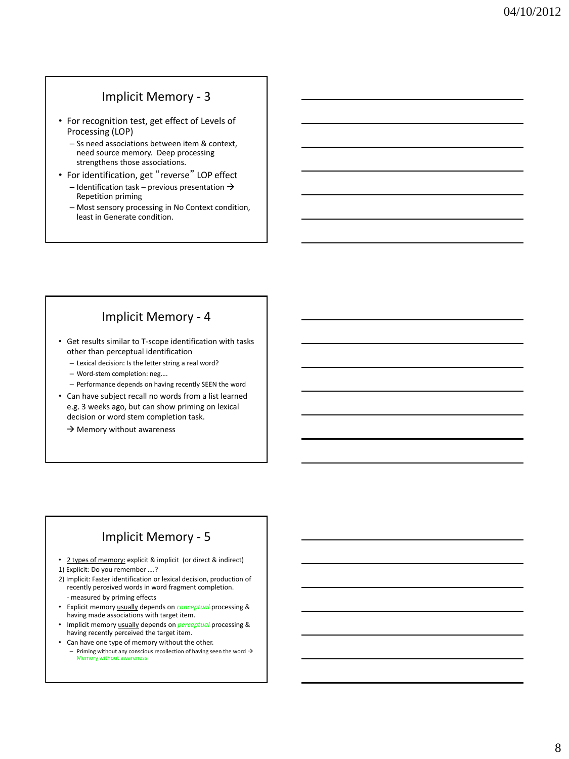## Implicit Memory - 3

- For recognition test, get effect of Levels of Processing (LOP)
  - Ss need associations between item & context, need source memory. Deep processing strengthens those associations.
- For identification, get "reverse" LOP effect
  - Identification task – previous presentation → Repetition priming
  - Most sensory processing in No Context condition, least in Generate condition.

## Implicit Memory - 4

- Get results similar to T-scope identification with tasks other than perceptual identification
  - Lexical decision: Is the letter string a real word?
  - Word-stem completion: neg….
  - Performance depends on having recently SEEN the word
- Can have subject recall no words from a list learned e.g. 3 weeks ago, but can show priming on lexical decision or word stem completion task.

  → Memory without awareness

## Implicit Memory - 5

- 2 types of memory: explicit & implicit (or direct & indirect)

1) Explicit: Do you remember ….?

2) Implicit: Faster identification or lexical decision, production of recently perceived words in word fragment completion.
   - measured by priming effects

- Explicit memory usually depends on *conceptual* processing & having made associations with target item.
- Implicit memory usually depends on *perceptual* processing & having recently perceived the target item.
- Can have one type of memory without the other.
  - Priming without any conscious recollection of having seen the word → Memory without awareness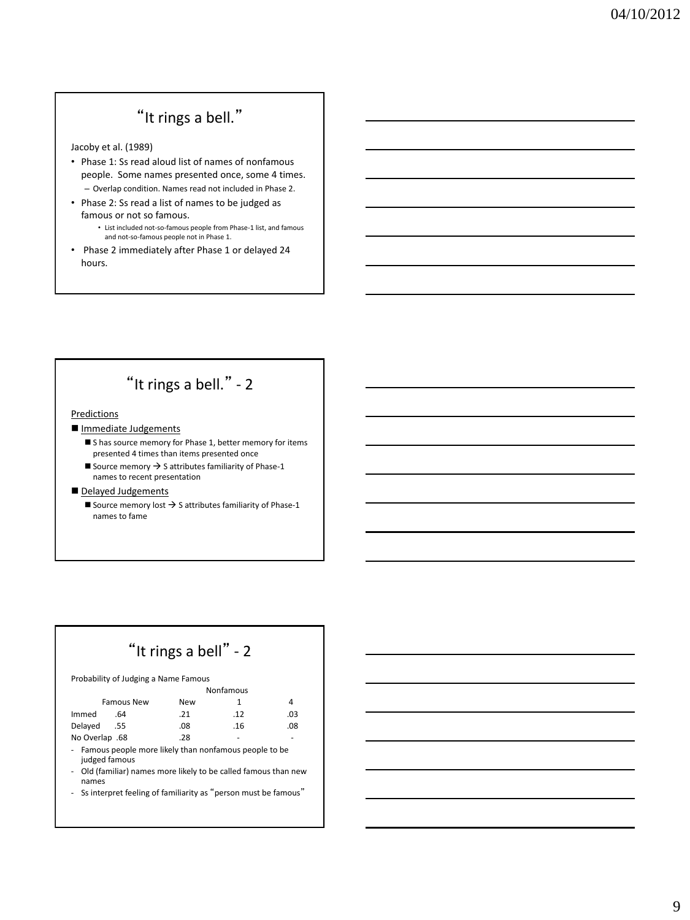## "It rings a bell."

Jacoby et al. (1989)

- Phase 1: Ss read aloud list of names of nonfamous people. Some names presented once, some 4 times.
  - Overlap condition. Names read not included in Phase 2.
- Phase 2: Ss read a list of names to be judged as famous or not so famous.
  - List included not-so-famous people from Phase-1 list, and famous and not-so-famous people not in Phase 1.
- Phase 2 immediately after Phase 1 or delayed 24 hours.

## "It rings a bell." - 2

Predictions

- Immediate Judgements
  - S has source memory for Phase 1, better memory for items presented 4 times than items presented once
  - Source memory → S attributes familiarity of Phase-1 names to recent presentation
- Delayed Judgements
  - Source memory lost → S attributes familiarity of Phase-1 names to fame

## "It rings a bell" - 2

Probability of Judging a Name Famous

| | Famous New | Nonfamous New | Nonfamous 1 | Nonfamous 4 |
|---|---|---|---|---|
| Immed | .64 | .21 | .12 | .03 |
| Delayed | .55 | .08 | .16 | .08 |
| No Overlap | .68 | .28 | - | - |

- Famous people more likely than nonfamous people to be judged famous
- Old (familiar) names more likely to be called famous than new names
- Ss interpret feeling of familiarity as "person must be famous"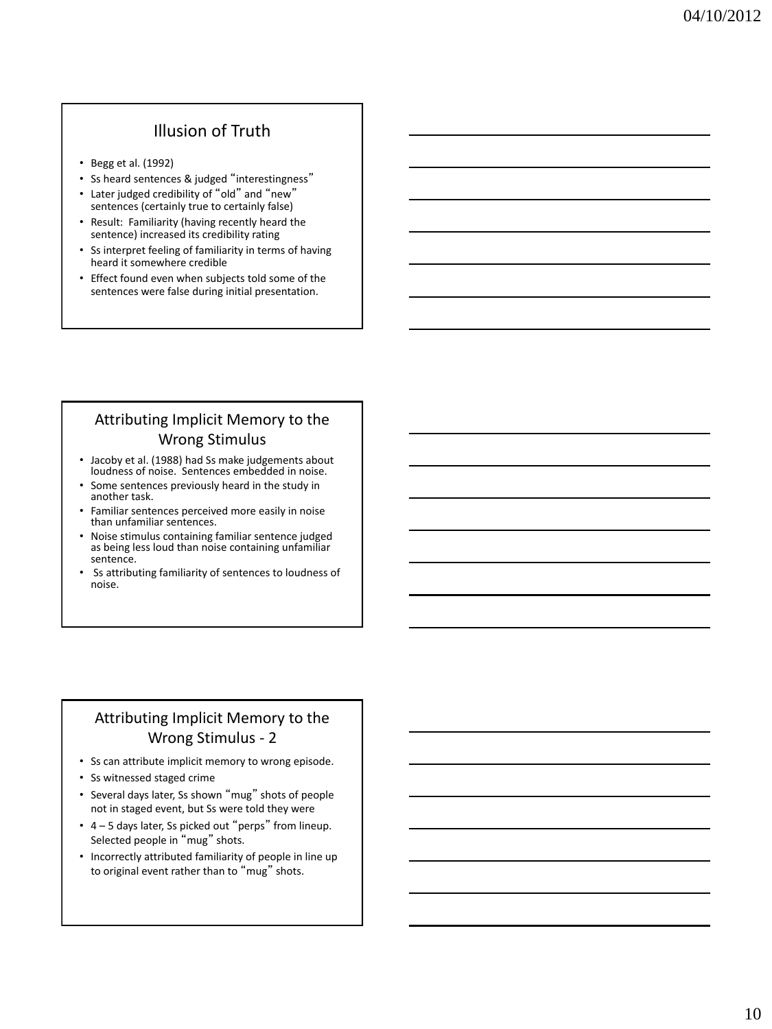## Illusion of Truth

- Begg et al. (1992)
- Ss heard sentences & judged "interestingness"
- Later judged credibility of "old" and "new" sentences (certainly true to certainly false)
- Result: Familiarity (having recently heard the sentence) increased its credibility rating
- Ss interpret feeling of familiarity in terms of having heard it somewhere credible
- Effect found even when subjects told some of the sentences were false during initial presentation.

## Attributing Implicit Memory to the Wrong Stimulus

- Jacoby et al. (1988) had Ss make judgements about loudness of noise. Sentences embedded in noise.
- Some sentences previously heard in the study in another task.
- Familiar sentences perceived more easily in noise than unfamiliar sentences.
- Noise stimulus containing familiar sentence judged as being less loud than noise containing unfamiliar sentence.
- Ss attributing familiarity of sentences to loudness of noise.

## Attributing Implicit Memory to the Wrong Stimulus - 2

- Ss can attribute implicit memory to wrong episode.
- Ss witnessed staged crime
- Several days later, Ss shown "mug" shots of people not in staged event, but Ss were told they were
- 4 – 5 days later, Ss picked out "perps" from lineup. Selected people in "mug" shots.
- Incorrectly attributed familiarity of people in line up to original event rather than to "mug" shots.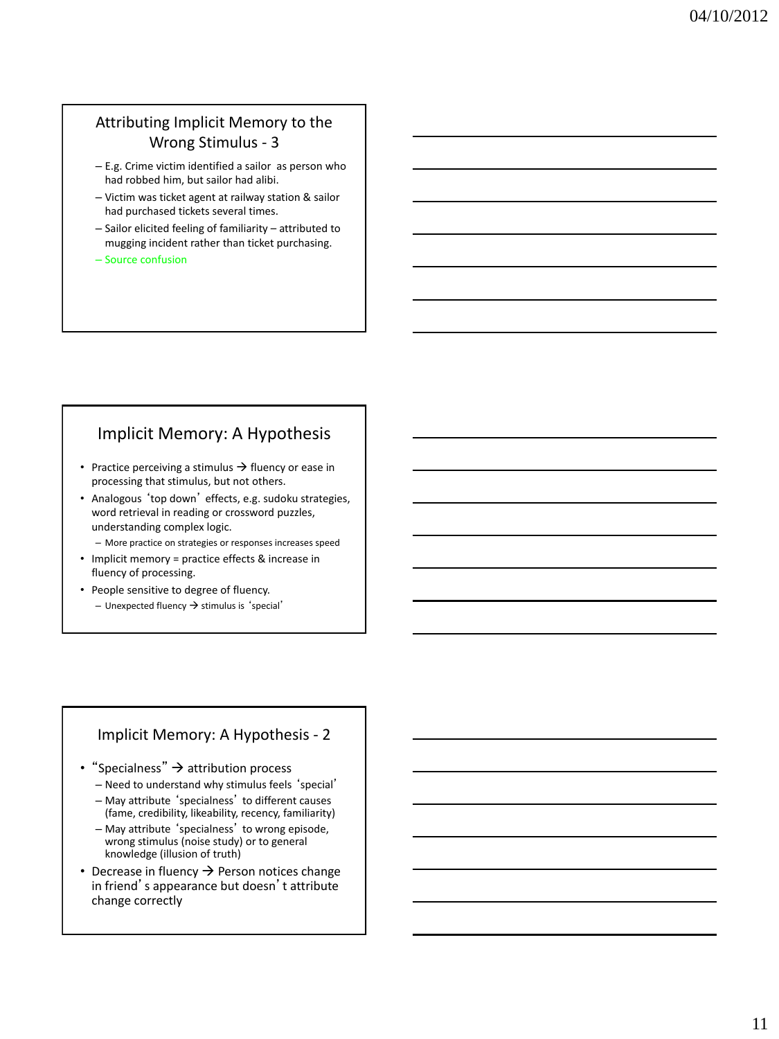## Attributing Implicit Memory to the Wrong Stimulus - 3

- E.g. Crime victim identified a sailor as person who had robbed him, but sailor had alibi.
- Victim was ticket agent at railway station & sailor had purchased tickets several times.
- Sailor elicited feeling of familiarity – attributed to mugging incident rather than ticket purchasing.
- Source confusion

## Implicit Memory: A Hypothesis

- Practice perceiving a stimulus → fluency or ease in processing that stimulus, but not others.
- Analogous 'top down' effects, e.g. sudoku strategies, word retrieval in reading or crossword puzzles, understanding complex logic.
  - More practice on strategies or responses increases speed
- Implicit memory = practice effects & increase in fluency of processing.
- People sensitive to degree of fluency.
  - Unexpected fluency → stimulus is 'special'

## Implicit Memory: A Hypothesis - 2

- "Specialness" → attribution process
  - Need to understand why stimulus feels 'special'
  - May attribute 'specialness' to different causes (fame, credibility, likeability, recency, familiarity)
  - May attribute 'specialness' to wrong episode, wrong stimulus (noise study) or to general knowledge (illusion of truth)
- Decrease in fluency → Person notices change in friend's appearance but doesn't attribute change correctly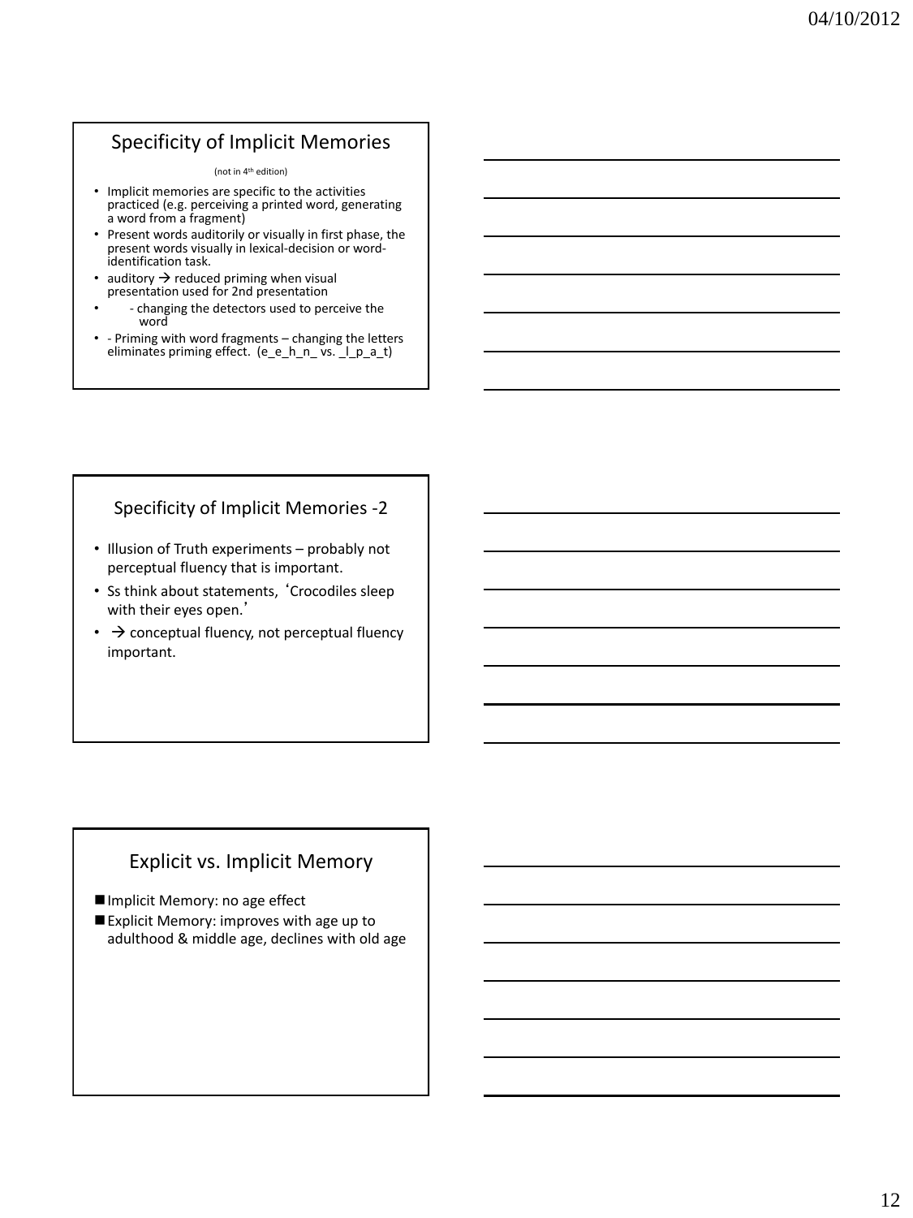## Specificity of Implicit Memories

(not in 4th edition)

- Implicit memories are specific to the activities practiced (e.g. perceiving a printed word, generating a word from a fragment)
- Present words auditorily or visually in first phase, the present words visually in lexical-decision or word-identification task.
- auditory → reduced priming when visual presentation used for 2nd presentation
- - changing the detectors used to perceive the word
- - Priming with word fragments – changing the letters eliminates priming effect. (e_e_h_n_ vs. _l_p_a_t)

## Specificity of Implicit Memories -2

- Illusion of Truth experiments – probably not perceptual fluency that is important.
- Ss think about statements, 'Crocodiles sleep with their eyes open.'
- → conceptual fluency, not perceptual fluency important.

## Explicit vs. Implicit Memory

- Implicit Memory: no age effect
- Explicit Memory: improves with age up to adulthood & middle age, declines with old age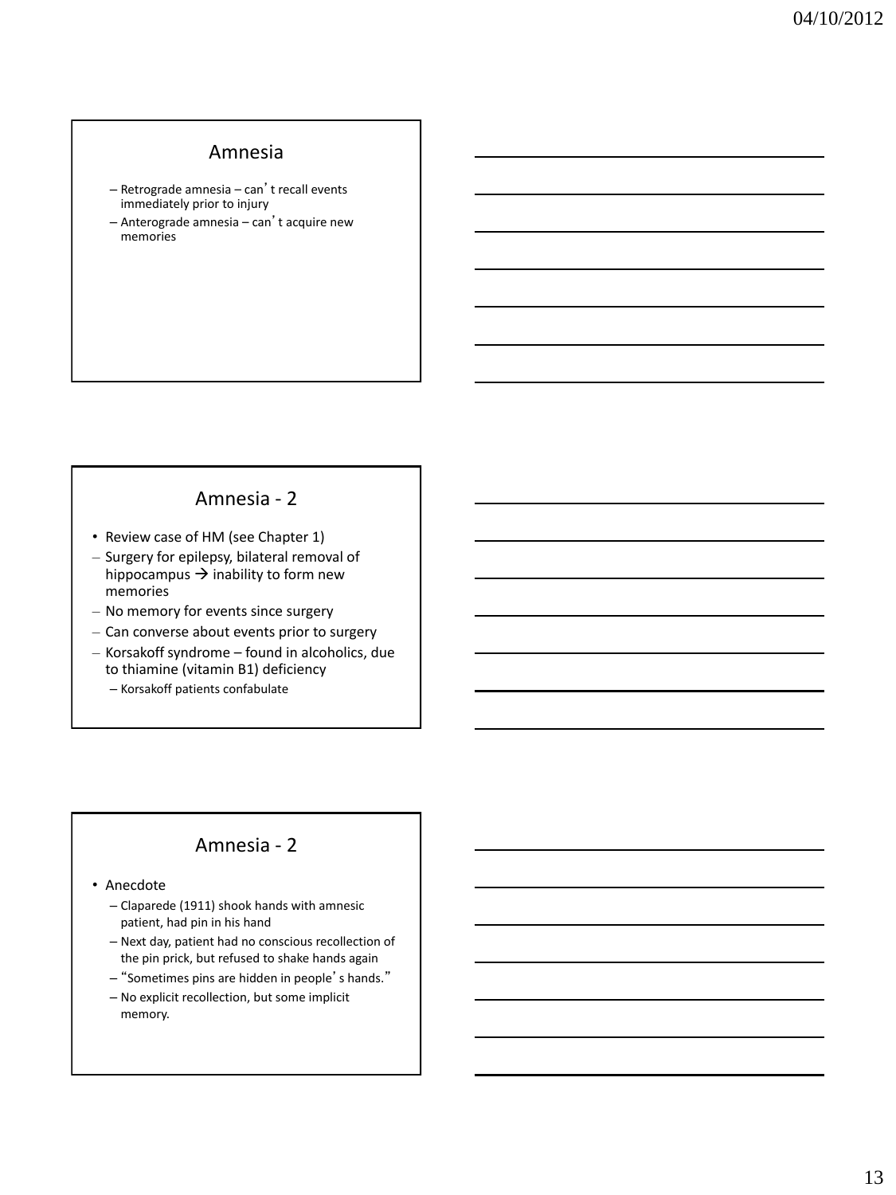## Amnesia

- Retrograde amnesia – can't recall events immediately prior to injury
- Anterograde amnesia – can't acquire new memories

## Amnesia - 2

- Review case of HM (see Chapter 1)
- Surgery for epilepsy, bilateral removal of hippocampus → inability to form new memories
- No memory for events since surgery
- Can converse about events prior to surgery
- Korsakoff syndrome – found in alcoholics, due to thiamine (vitamin B1) deficiency
  - Korsakoff patients confabulate

## Amnesia - 2

- Anecdote
  - Claparede (1911) shook hands with amnesic patient, had pin in his hand
  - Next day, patient had no conscious recollection of the pin prick, but refused to shake hands again
  - "Sometimes pins are hidden in people's hands."
  - No explicit recollection, but some implicit memory.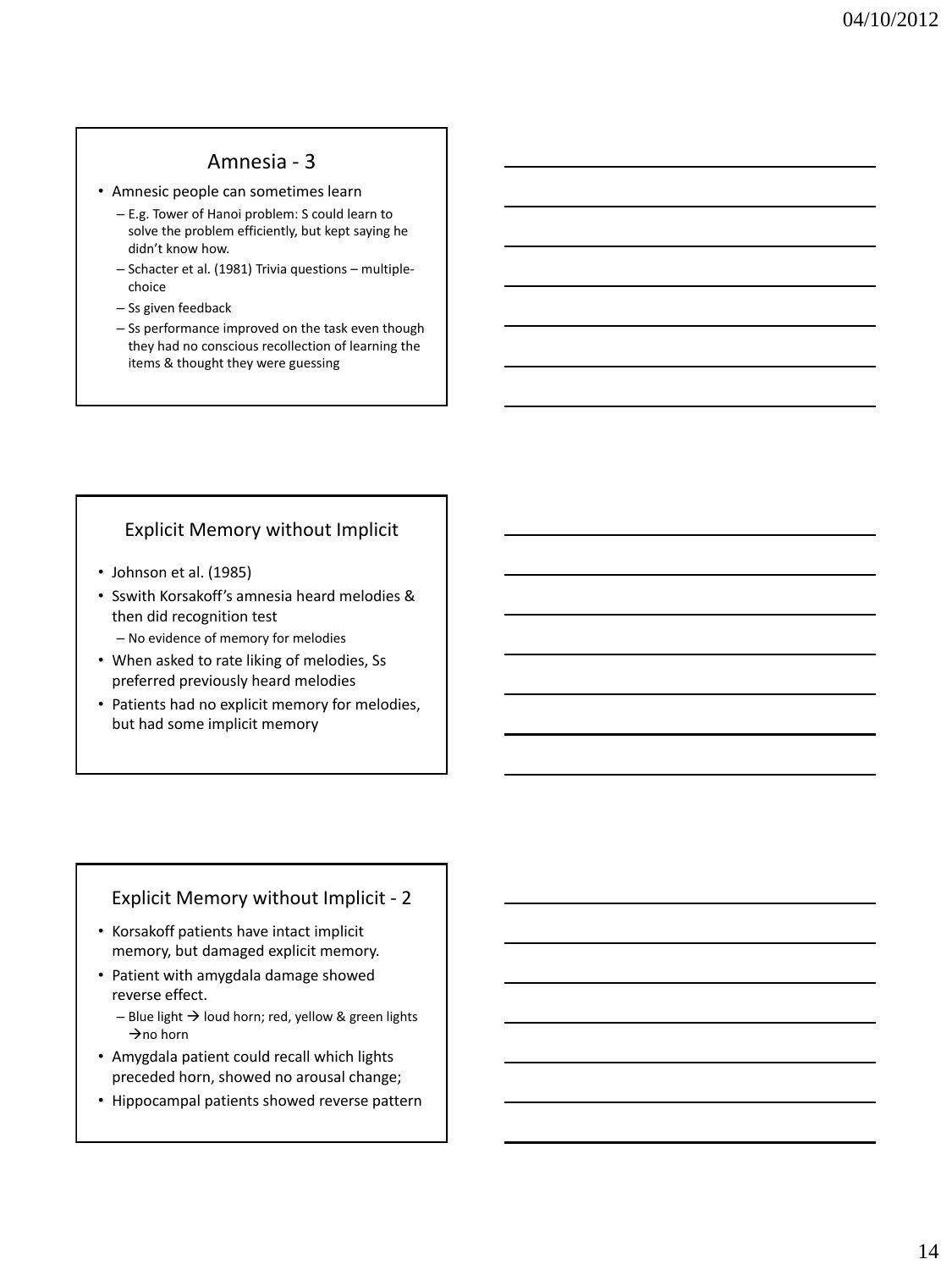## Amnesia - 3

- Amnesic people can sometimes learn
  - E.g. Tower of Hanoi problem: S could learn to solve the problem efficiently, but kept saying he didn't know how.
  - Schacter et al. (1981) Trivia questions – multiple-choice
  - Ss given feedback
  - Ss performance improved on the task even though they had no conscious recollection of learning the items & thought they were guessing

## Explicit Memory without Implicit

- Johnson et al. (1985)
- Sswith Korsakoff's amnesia heard melodies & then did recognition test
  - No evidence of memory for melodies
- When asked to rate liking of melodies, Ss preferred previously heard melodies
- Patients had no explicit memory for melodies, but had some implicit memory

## Explicit Memory without Implicit - 2

- Korsakoff patients have intact implicit memory, but damaged explicit memory.
- Patient with amygdala damage showed reverse effect.
  - Blue light → loud horn; red, yellow & green lights →no horn
- Amygdala patient could recall which lights preceded horn, showed no arousal change;
- Hippocampal patients showed reverse pattern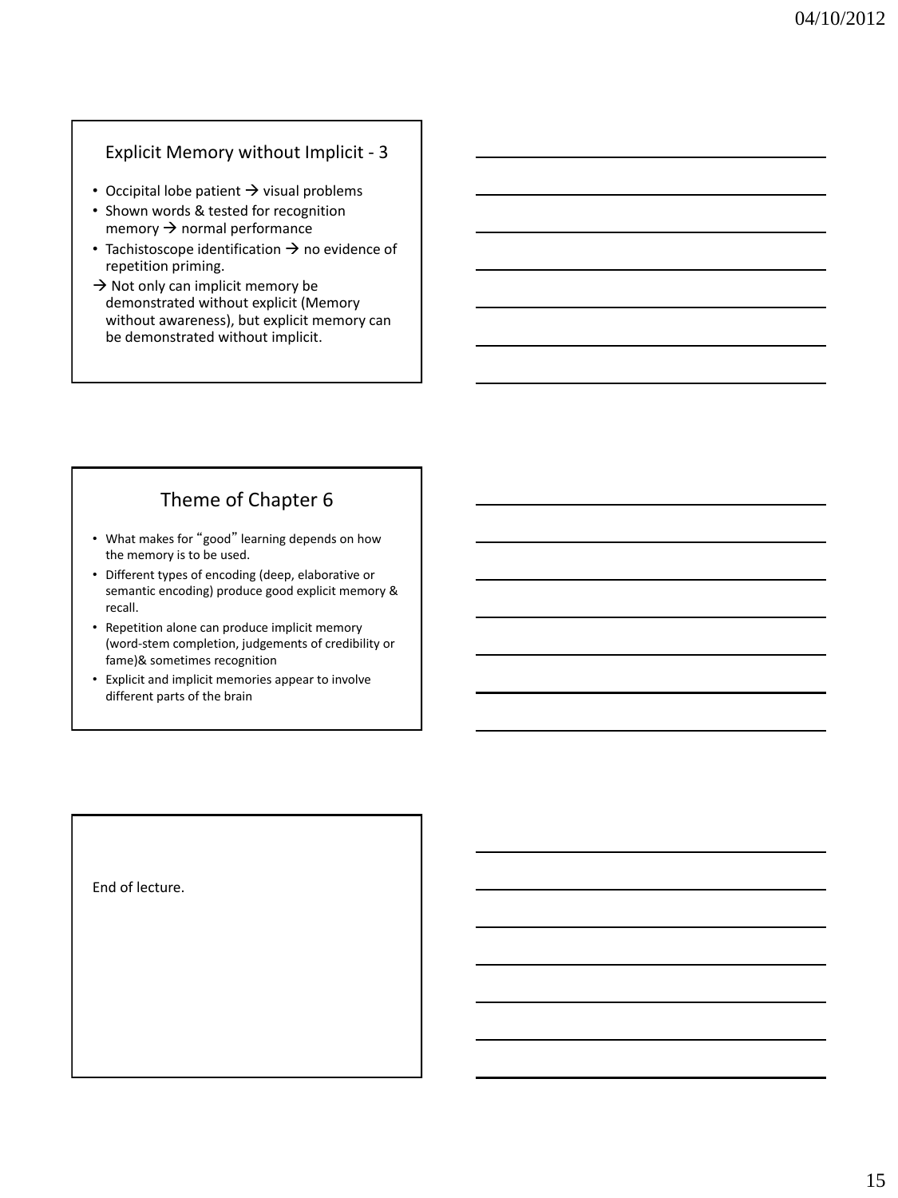## Explicit Memory without Implicit - 3

- Occipital lobe patient → visual problems
- Shown words & tested for recognition memory → normal performance
- Tachistoscope identification → no evidence of repetition priming.

→ Not only can implicit memory be demonstrated without explicit (Memory without awareness), but explicit memory can be demonstrated without implicit.

## Theme of Chapter 6

- What makes for "good" learning depends on how the memory is to be used.
- Different types of encoding (deep, elaborative or semantic encoding) produce good explicit memory & recall.
- Repetition alone can produce implicit memory (word-stem completion, judgements of credibility or fame)& sometimes recognition
- Explicit and implicit memories appear to involve different parts of the brain

End of lecture.